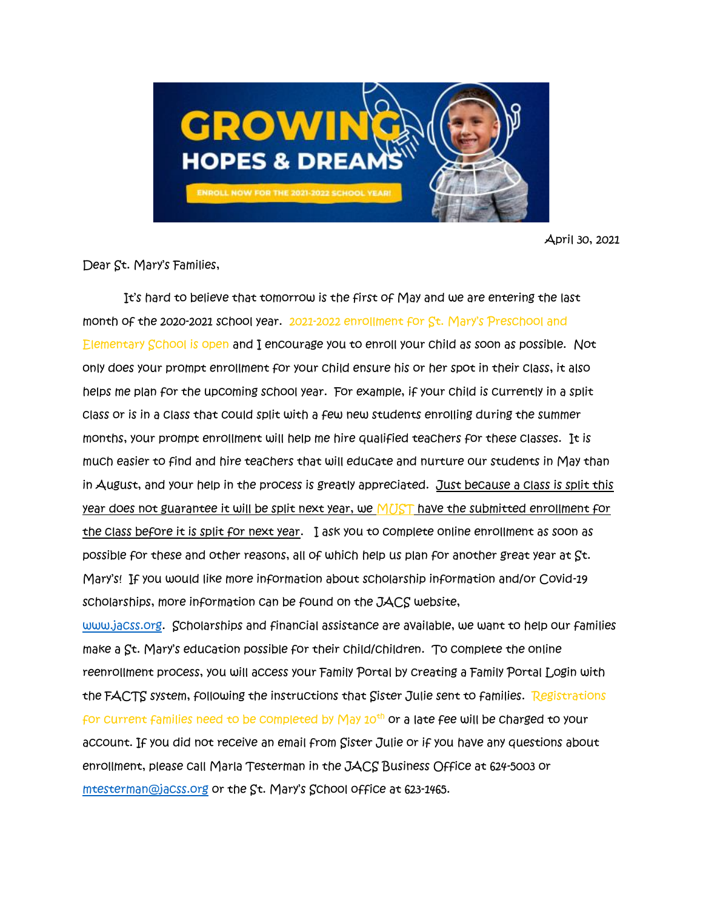April 30, 2021

Dear St. Mary's Families,

It's hard to believe that tomorrow is the first of May and we are entering the last month of the 2020-2021 school year. 2021-2022 enrollment for St. Mary's Preschool and Elementary School is open and I encourage you to enroll your child as soon as possible. Not only does your prompt enrollment for your child ensure his or her spot in their class, it also helps me plan for the upcoming school year. For example, if your child is currently in a split class or is in a class that could split with a few new students enrolling during the summer months, your prompt enrollment will help me hire qualified teachers for these classes. It is much easier to find and hire teachers that will educate and nurture our students in May than in August, and your help in the process is greatly appreciated. Just because a class is split this year does not guarantee it will be split next year, we MUST have the submitted enrollment for the class before it is split for next year. I ask you to complete online enrollment as soon as possible for these and other reasons, all of which help us plan for another great year at St. Mary's! If you would like more information about scholarship information and/or Covid-19 scholarships, more information can be found on the JACS website, www.jacss.org. Scholarships and financial assistance are available, we want to help our families make a St. Mary's education possible for their child/children. To complete the online reenrollment process, you will access your Family Portal by creating a Family Portal Login with the FACTS system, following the instructions that Sister Julie sent to families. Registrations for current families need to be completed by May 10th or a late fee will be charged to your account. If you did not receive an email from Sister Julie or if you have any questions about enrollment, please call Marla Testerman in the JACS Business Office at 624-5003 or mtesterman@jacss.org or the St. Mary's School office at 623-1465.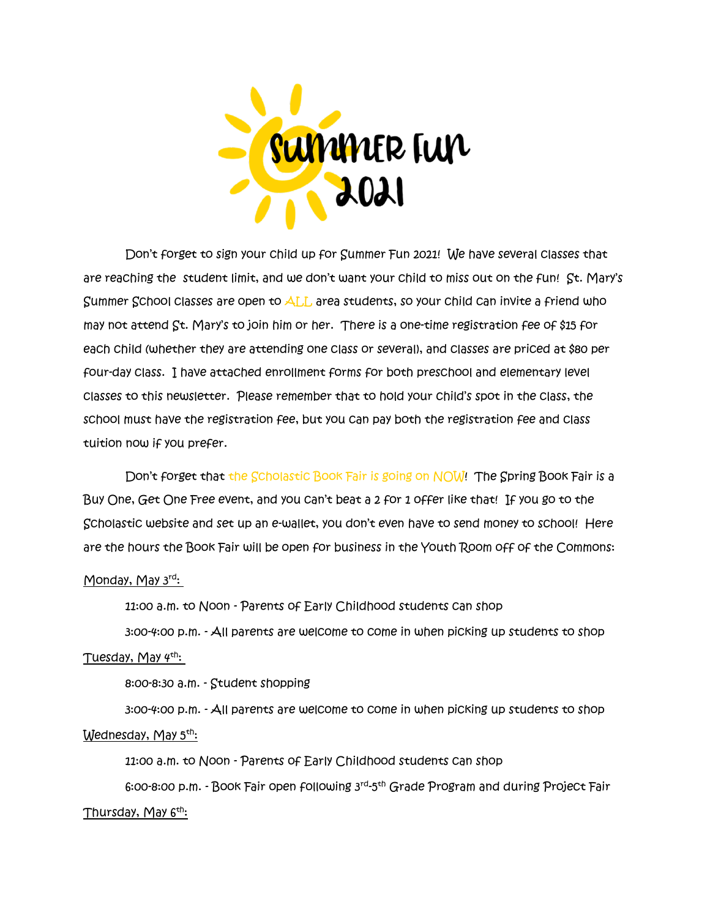# Summer Fun 2021

Don't forget to sign your child up for Summer Fun 2021! We have several classes that are reaching the student limit, and we don't want your child to miss out on the fun! St. Mary's Summer School classes are open to ALL area students, so your child can invite a friend who may not attend St. Mary's to join him or her. There is a one-time registration fee of $15 for each child (whether they are attending one class or several), and classes are priced at $80 per four-day class. I have attached enrollment forms for both preschool and elementary level classes to this newsletter. Please remember that to hold your child's spot in the class, the school must have the registration fee, but you can pay both the registration fee and class tuition now if you prefer.

Don't forget that the Scholastic Book Fair is going on NOW! The Spring Book Fair is a Buy One, Get One Free event, and you can't beat a 2 for 1 offer like that! If you go to the Scholastic website and set up an e-wallet, you don't even have to send money to school! Here are the hours the Book Fair will be open for business in the Youth Room off of the Commons:

Monday, May 3rd:

11:00 a.m. to Noon - Parents of Early Childhood students can shop

3:00-4:00 p.m. - All parents are welcome to come in when picking up students to shop

Tuesday, May 4th:

8:00-8:30 a.m. - Student shopping

3:00-4:00 p.m. - All parents are welcome to come in when picking up students to shop

Wednesday, May 5th:

11:00 a.m. to Noon - Parents of Early Childhood students can shop

6:00-8:00 p.m. - Book Fair open following 3rd-5th Grade Program and during Project Fair

Thursday, May 6th: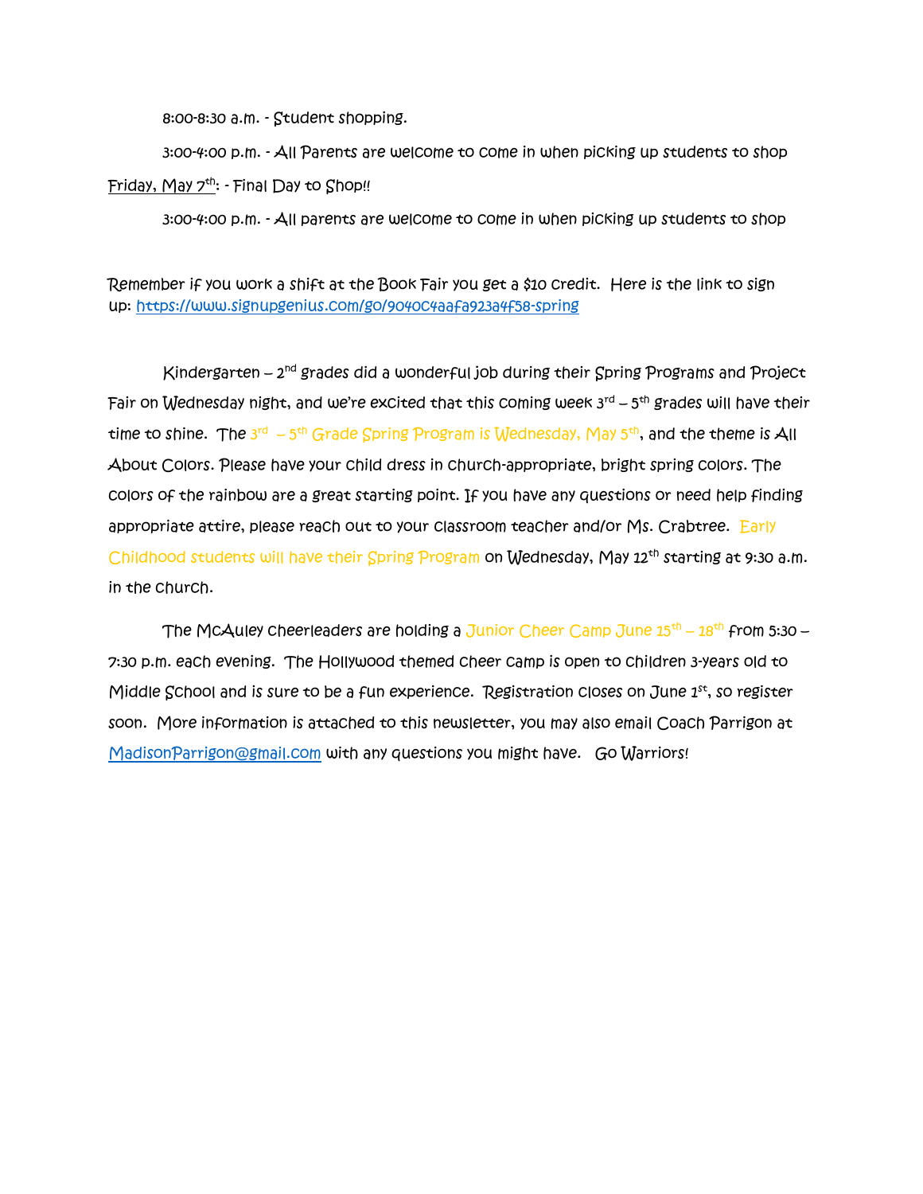8:00-8:30 a.m. - Student shopping.

3:00-4:00 p.m. - All Parents are welcome to come in when picking up students to shop

Friday, May 7th: - Final Day to Shop!!

3:00-4:00 p.m. - All parents are welcome to come in when picking up students to shop

Remember if you work a shift at the Book Fair you get a $10 credit. Here is the link to sign up: https://www.signupgenius.com/go/9040c4aafa923a4f58-spring

Kindergarten – 2nd grades did a wonderful job during their Spring Programs and Project Fair on Wednesday night, and we're excited that this coming week 3rd – 5th grades will have their time to shine. The 3rd – 5th Grade Spring Program is Wednesday, May 5th, and the theme is All About Colors. Please have your child dress in church-appropriate, bright spring colors. The colors of the rainbow are a great starting point. If you have any questions or need help finding appropriate attire, please reach out to your classroom teacher and/or Ms. Crabtree. Early Childhood students will have their Spring Program on Wednesday, May 12th starting at 9:30 a.m. in the church.

The McAuley cheerleaders are holding a Junior Cheer Camp June 15th – 18th from 5:30 – 7:30 p.m. each evening. The Hollywood themed cheer camp is open to children 3-years old to Middle School and is sure to be a fun experience. Registration closes on June 1st, so register soon. More information is attached to this newsletter, you may also email Coach Parrigon at MadisonParrigon@gmail.com with any questions you might have. Go Warriors!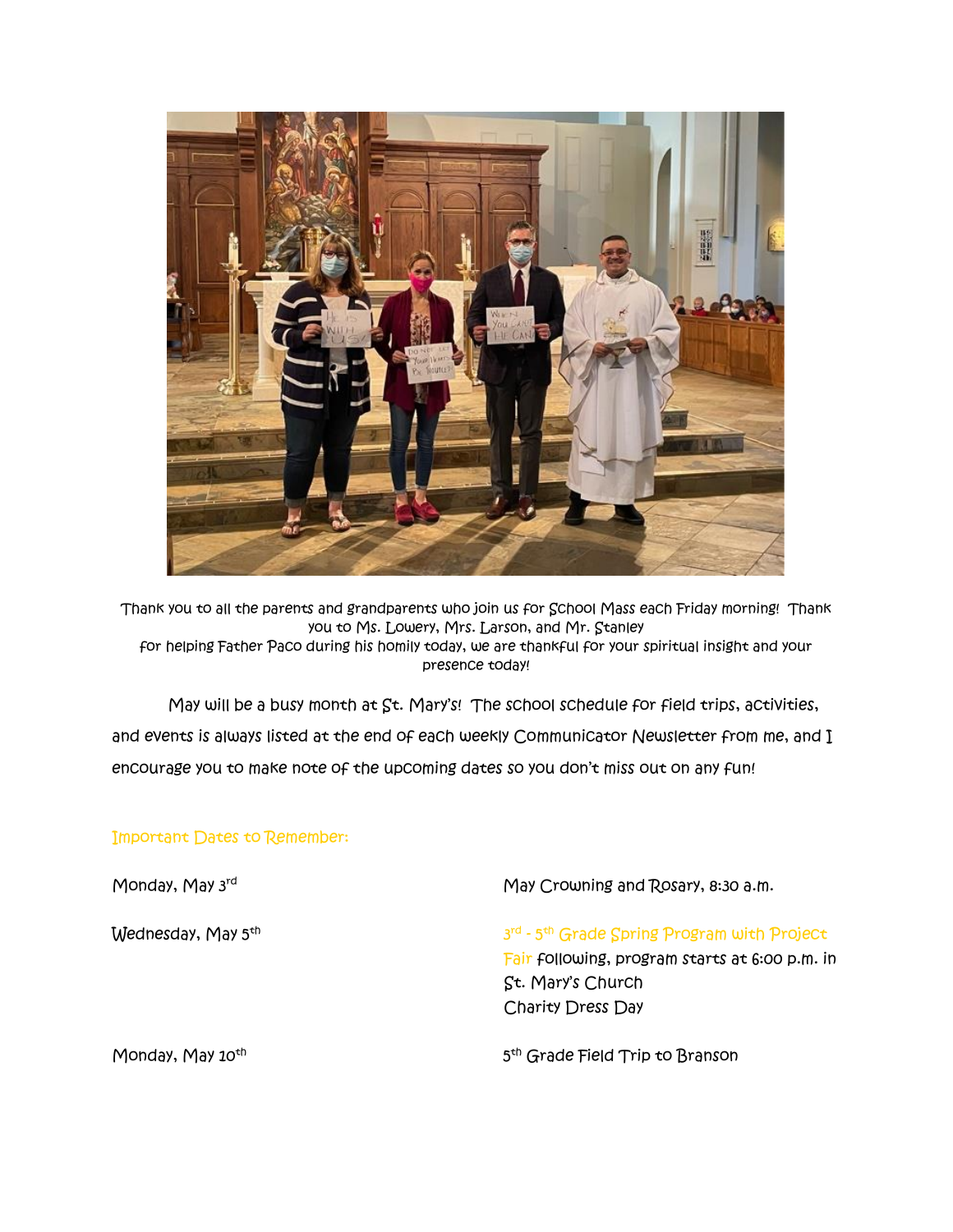Thank you to all the parents and grandparents who join us for School Mass each Friday morning! Thank you to Ms. Lowery, Mrs. Larson, and Mr. Stanley for helping Father Paco during his homily today, we are thankful for your spiritual insight and your presence today!

May will be a busy month at St. Mary's! The school schedule for field trips, activities, and events is always listed at the end of each weekly Communicator Newsletter from me, and I encourage you to make note of the upcoming dates so you don't miss out on any fun!

## Important Dates to Remember:

| | |
|---|---|
| Monday, May 3rd | May Crowning and Rosary, 8:30 a.m. |
| Wednesday, May 5th | 3rd - 5th Grade Spring Program with Project Fair following, program starts at 6:00 p.m. in St. Mary's Church<br>Charity Dress Day |
| Monday, May 10th | 5th Grade Field Trip to Branson |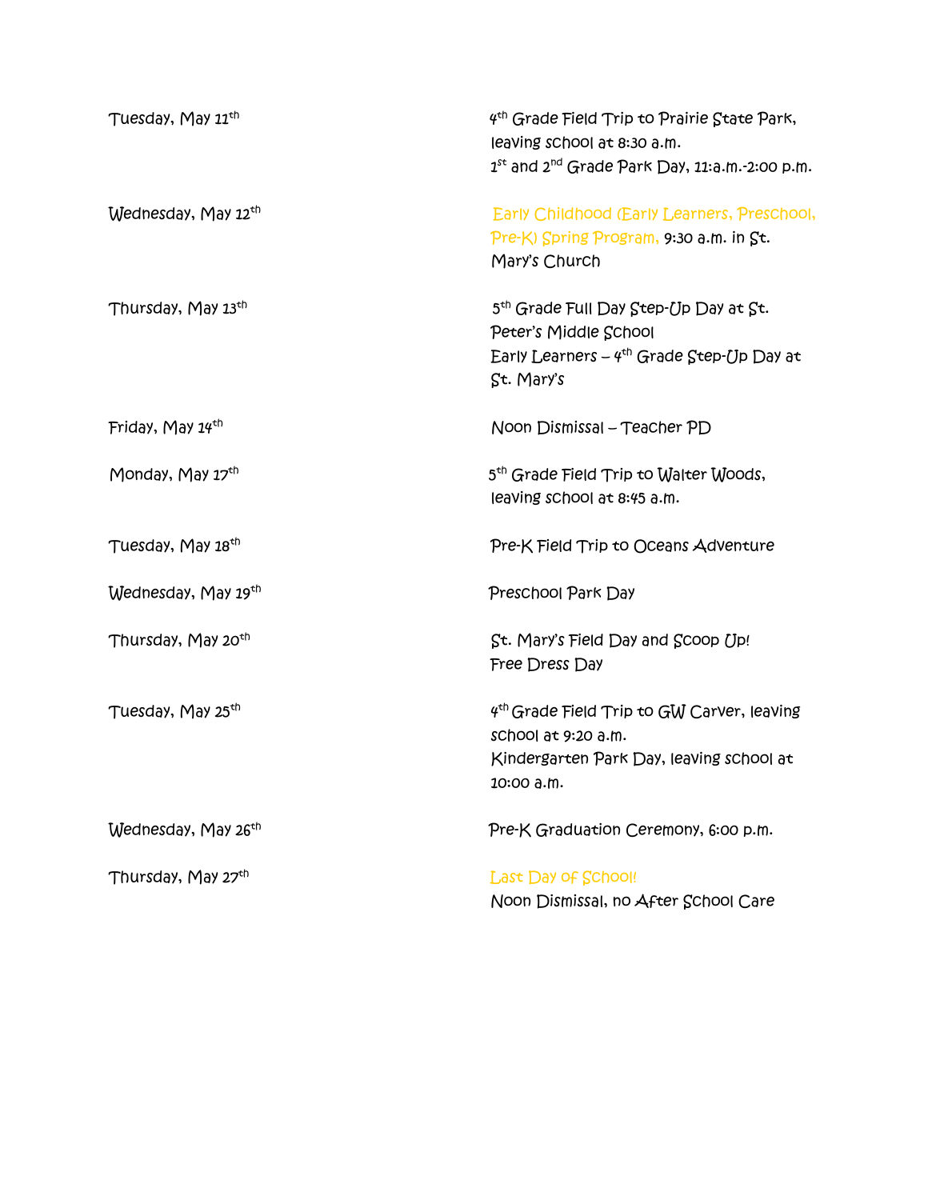| | |
|---|---|
| Tuesday, May 11th | 4th Grade Field Trip to Prairie State Park, leaving school at 8:30 a.m.<br>1st and 2nd Grade Park Day, 11:a.m.-2:00 p.m. |
| Wednesday, May 12th | Early Childhood (Early Learners, Preschool, Pre-K) Spring Program, 9:30 a.m. in St. Mary's Church |
| Thursday, May 13th | 5th Grade Full Day Step-Up Day at St. Peter's Middle School<br>Early Learners – 4th Grade Step-Up Day at St. Mary's |
| Friday, May 14th | Noon Dismissal – Teacher PD |
| Monday, May 17th | 5th Grade Field Trip to Walter Woods, leaving school at 8:45 a.m. |
| Tuesday, May 18th | Pre-K Field Trip to Oceans Adventure |
| Wednesday, May 19th | Preschool Park Day |
| Thursday, May 20th | St. Mary's Field Day and Scoop Up!<br>Free Dress Day |
| Tuesday, May 25th | 4th Grade Field Trip to GW Carver, leaving school at 9:20 a.m.<br>Kindergarten Park Day, leaving school at 10:00 a.m. |
| Wednesday, May 26th | Pre-K Graduation Ceremony, 6:00 p.m. |
| Thursday, May 27th | Last Day of School!<br>Noon Dismissal, no After School Care |